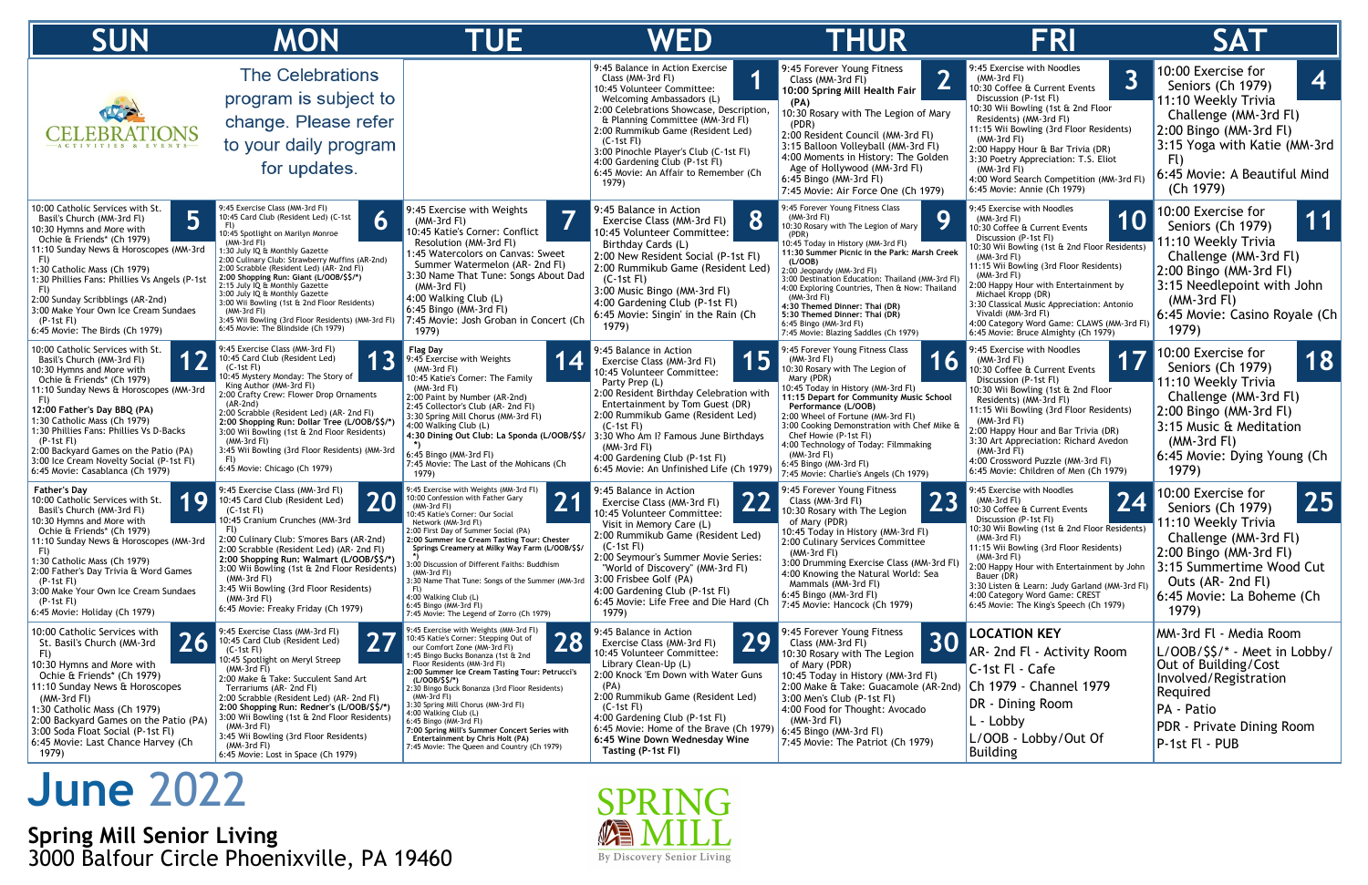# June 2022

**Spring Mill Senior Living**
3000 Balfour Circle Phoenixville, PA 19460

| SUN | MON | TUE | WED | THUR | FRI | SAT |
|---|---|---|---|---|---|---|
| CELEBRATIONS ACTIVITIES & EVENTS | The Celebrations program is subject to change. Please refer to your daily program for updates. | | **1** 9:45 Balance in Action Exercise Class (MM-3rd Fl) 10:45 Volunteer Committee: Welcoming Ambassadors (L) 2:00 Celebrations Showcase, Description, & Planning Committee (MM-3rd Fl) 2:00 Rummikub Game (Resident Led) (C-1st Fl) 3:00 Pinochle Player's Club (C-1st Fl) 4:00 Gardening Club (P-1st Fl) 6:45 Movie: An Affair to Remember (Ch 1979) | **2** 9:45 Forever Young Fitness Class (MM-3rd Fl) **10:00 Spring Mill Health Fair (PA)** 10:30 Rosary with The Legion of Mary (PDR) 2:00 Resident Council (MM-3rd Fl) 3:15 Balloon Volleyball (MM-3rd Fl) 4:00 Moments in History: The Golden Age of Hollywood (MM-3rd Fl) 6:45 Bingo (MM-3rd Fl) 7:45 Movie: Air Force One (Ch 1979) | **3** 9:45 Exercise with Noodles (MM-3rd Fl) 10:30 Coffee & Current Events Discussion (P-1st Fl) 10:30 Wii Bowling (1st & 2nd Floor Residents) (MM-3rd Fl) 11:15 Wii Bowling (3rd Floor Residents) 2:00 Happy Hour & Bar Trivia (DR) 3:30 Poetry Appreciation: T.S. Eliot (MM-3rd Fl) 4:00 Word Search Competition (MM-3rd Fl) 6:45 Movie: Annie (Ch 1979) | **4** 10:00 Exercise for Seniors (Ch 1979) 11:10 Weekly Trivia Challenge (MM-3rd Fl) 2:00 Bingo (MM-3rd Fl) 3:15 Yoga with Katie (MM-3rd Fl) 6:45 Movie: A Beautiful Mind (Ch 1979) |
| **5** 10:00 Catholic Services with St. Basil's Church (MM-3rd Fl) 10:30 Hymns and More with Ochie & Friends* (Ch 1979) 11:10 Sunday News & Horoscopes (MM-3rd Fl) 1:30 Catholic Mass (Ch 1979) 1:30 Phillies Fans: Phillies Vs Angels (P-1st Fl) 2:00 Sunday Scribblings (AR-2nd) 3:00 Make Your Own Ice Cream Sundaes (P-1st Fl) 6:45 Movie: The Birds (Ch 1979) | **6** 9:45 Exercise Class (MM-3rd Fl) 10:45 Card Club (Resident Led) (C-1st Fl) 10:45 Spotlight on Marilyn Monroe (MM-3rd Fl) 1:30 July IQ & Monthly Gazette 2:00 Culinary Club: Strawberry Muffins (AR-2nd) 2:00 Scrabble (Resident Led) (AR- 2nd Fl) **2:00 Shopping Run: Giant (L/OOB/$$/*)** 2:15 July IQ & Monthly Gazette 3:00 July IQ & Monthly Gazette 3:00 Wii Bowling (1st & 2nd Floor Residents) (MM-3rd Fl) 3:45 Wii Bowling (3rd Floor Residents) (MM-3rd Fl) 6:45 Movie: The Blindside (Ch 1979) | **7** 9:45 Exercise with Weights (MM-3rd Fl) 10:45 Katie's Corner: Conflict Resolution (MM-3rd Fl) 1:45 Watercolors on Canvas: Sweet Summer Watermelon (AR- 2nd Fl) 3:30 Name That Tune: Songs About Dad (MM-3rd Fl) 4:00 Walking Club (L) 6:45 Bingo (MM-3rd Fl) 7:45 Movie: Josh Groban in Concert (Ch 1979) | **8** 9:45 Balance in Action Exercise Class (MM-3rd Fl) 10:45 Volunteer Committee: Birthday Cards (L) 2:00 New Resident Social (P-1st Fl) 2:00 Rummikub Game (Resident Led) (C-1st Fl) 3:00 Music Bingo (MM-3rd Fl) 4:00 Gardening Club (P-1st Fl) 6:45 Movie: Singin' in the Rain (Ch 1979) | **9** 9:45 Forever Young Fitness Class (MM-3rd Fl) 10:30 Rosary with The Legion of Mary (PDR) 10:45 Today in History (MM-3rd Fl) **11:30 Summer Picnic in the Park: Marsh Creek (L/OOB)** 2:00 Jeopardy (MM-3rd Fl) 3:00 Destination Education: Thailand (MM-3rd Fl) 4:00 Exploring Countries, Then & Now: Thailand (MM-3rd Fl) **4:30 Themed Dinner: Thai (DR)** **5:30 Themed Dinner: Thai (DR)** 6:45 Bingo (MM-3rd Fl) 7:45 Movie: Blazing Saddles (Ch 1979) | **10** 9:45 Exercise with Noodles (MM-3rd Fl) 10:30 Coffee & Current Events Discussion (P-1st Fl) 10:30 Wii Bowling (1st & 2nd Floor Residents) (MM-3rd Fl) 11:15 Wii Bowling (3rd Floor Residents) (MM-3rd Fl) 2:00 Happy Hour with Entertainment by Michael Kropp (DR) 3:30 Classical Music Appreciation: Antonio Vivaldi (MM-3rd Fl) 4:00 Category Word Game: CLAWS (MM-3rd Fl) 6:45 Movie: Bruce Almighty (Ch 1979) | **11** 10:00 Exercise for Seniors (Ch 1979) 11:10 Weekly Trivia Challenge (MM-3rd Fl) 2:00 Bingo (MM-3rd Fl) 3:15 Needlepoint with John (MM-3rd Fl) 6:45 Movie: Casino Royale (Ch 1979) |
| **12** 10:00 Catholic Services with St. Basil's Church (MM-3rd Fl) 10:30 Hymns and More with Ochie & Friends* (Ch 1979) 11:10 Sunday News & Horoscopes (MM-3rd Fl) **12:00 Father's Day BBQ (PA)** 1:30 Catholic Mass (Ch 1979) 1:30 Phillies Fans: Phillies Vs D-Backs (P-1st Fl) 2:00 Backyard Games on the Patio (PA) 3:00 Ice Cream Novelty Social (P-1st Fl) 6:45 Movie: Casablanca (Ch 1979) | **13** 9:45 Exercise Class (MM-3rd Fl) 10:45 Card Club (Resident Led) (C-1st Fl) 10:45 Mystery Monday: The Story of King Author (MM-3rd Fl) 2:00 Crafty Crew: Flower Drop Ornaments (AR-2nd) 2:00 Scrabble (Resident Led) (AR- 2nd Fl) **2:00 Shopping Run: Dollar Tree (L/OOB/$$/*)** 3:00 Wii Bowling (1st & 2nd Floor Residents) (MM-3rd Fl) 3:45 Wii Bowling (3rd Floor Residents) (MM-3rd Fl) 6:45 Movie: Chicago (Ch 1979) | **14** **Flag Day** 9:45 Exercise with Weights (MM-3rd Fl) 10:45 Katie's Corner: The Family (MM-3rd Fl) 2:00 Paint by Number (AR-2nd) 2:45 Collector's Club (AR- 2nd Fl) 3:30 Spring Mill Chorus (MM-3rd Fl) 4:00 Walking Club (L) **4:30 Dining Out Club: La Sponda (L/OOB/$$/*)** 6:45 Bingo (MM-3rd Fl) 7:45 Movie: The Last of the Mohicans (Ch 1979) | **15** 9:45 Balance in Action Exercise Class (MM-3rd Fl) 10:45 Volunteer Committee: Party Prep (L) 2:00 Resident Birthday Celebration with Entertainment by Tom Guest (DR) 2:00 Rummikub Game (Resident Led) (C-1st Fl) 3:30 Who Am I? Famous June Birthdays (MM-3rd Fl) 4:00 Gardening Club (P-1st Fl) 6:45 Movie: An Unfinished Life (Ch 1979) | **16** 9:45 Forever Young Fitness Class (MM-3rd Fl) 10:30 Rosary with The Legion of Mary (PDR) 10:45 Today in History (MM-3rd Fl) **11:15 Depart for Community Music School Performance (L/OOB)** 2:00 Wheel of Fortune (MM-3rd Fl) 3:00 Cooking Demonstration with Chef Mike & Chef Howie (P-1st Fl) 4:00 Technology of Today: Filmmaking (MM-3rd Fl) 6:45 Bingo (MM-3rd Fl) 7:45 Movie: Charlie's Angels (Ch 1979) | **17** 9:45 Exercise with Noodles (MM-3rd Fl) 10:30 Coffee & Current Events Discussion (P-1st Fl) 10:30 Wii Bowling (1st & 2nd Floor Residents) (MM-3rd Fl) 11:15 Wii Bowling (3rd Floor Residents) (MM-3rd Fl) 2:00 Happy Hour and Bar Trivia (DR) 3:30 Art Appreciation: Richard Avedon (MM-3rd Fl) 4:00 Crossword Puzzle (MM-3rd Fl) 6:45 Movie: Children of Men (Ch 1979) | **18** 10:00 Exercise for Seniors (Ch 1979) 11:10 Weekly Trivia Challenge (MM-3rd Fl) 2:00 Bingo (MM-3rd Fl) 3:15 Music & Meditation (MM-3rd Fl) 6:45 Movie: Dying Young (Ch 1979) |
| **19** **Father's Day** 10:00 Catholic Services with St. Basil's Church (MM-3rd Fl) 10:30 Hymns and More with Ochie & Friends* (Ch 1979) 11:10 Sunday News & Horoscopes (MM-3rd Fl) 1:30 Catholic Mass (Ch 1979) 2:00 Father's Day Trivia & Word Games (P-1st Fl) 3:00 Make Your Own Ice Cream Sundaes (P-1st Fl) 6:45 Movie: Holiday (Ch 1979) | **20** 9:45 Exercise Class (MM-3rd Fl) 10:45 Card Club (Resident Led) (C-1st Fl) 10:45 Cranium Crunches (MM-3rd Fl) 2:00 Culinary Club: S'mores Bars (AR-2nd) 2:00 Scrabble (Resident Led) (AR- 2nd Fl) **2:00 Shopping Run: Walmart (L/OOB/$$/*)** 3:00 Wii Bowling (1st & 2nd Floor Residents) (MM-3rd Fl) 3:45 Wii Bowling (3rd Floor Residents) (MM-3rd Fl) 6:45 Movie: Freaky Friday (Ch 1979) | **21** 9:45 Exercise with Weights (MM-3rd Fl) 10:00 Confession with Father Gary (MM-3rd Fl) 10:45 Katie's Corner: Our Social Network (MM-3rd Fl) 2:00 First Day of Summer Social (PA) **2:00 Summer Ice Cream Tasting Tour: Chester Springs Creamery at Milky Way Farm (L/OOB/$$/*)** 3:00 Discussion of Different Faiths: Buddhism (MM-3rd Fl) 3:30 Name That Tune: Songs of the Summer (MM-3rd Fl) 4:00 Walking Club (L) 6:45 Bingo (MM-3rd Fl) 7:45 Movie: The Legend of Zorro (Ch 1979) | **22** 9:45 Balance in Action Exercise Class (MM-3rd Fl) 10:45 Volunteer Committee: Visit in Memory Care (L) 2:00 Rummikub Game (Resident Led) (C-1st Fl) 2:00 Seymour's Summer Movie Series: "World of Discovery" (MM-3rd Fl) 3:00 Frisbee Golf (PA) 4:00 Gardening Club (P-1st Fl) 6:45 Movie: Life Free and Die Hard (Ch 1979) | **23** 9:45 Forever Young Fitness Class (MM-3rd Fl) 10:30 Rosary with The Legion of Mary (PDR) 10:45 Today in History (MM-3rd Fl) 2:00 Culinary Services Committee (MM-3rd Fl) 3:00 Drumming Exercise Class (MM-3rd Fl) 4:00 Knowing the Natural World: Sea Mammals (MM-3rd Fl) 6:45 Bingo (MM-3rd Fl) 7:45 Movie: Hancock (Ch 1979) | **24** 9:45 Exercise with Noodles (MM-3rd Fl) 10:30 Coffee & Current Events Discussion (P-1st Fl) 10:30 Wii Bowling (1st & 2nd Floor Residents) (MM-3rd Fl) 11:15 Wii Bowling (3rd Floor Residents) (MM-3rd Fl) 2:00 Happy Hour with Entertainment by John Bauer (DR) 3:30 Listen & Learn: Judy Garland (MM-3rd Fl) 4:00 Category Word Game: CREST 6:45 Movie: The King's Speech (Ch 1979) | **25** 10:00 Exercise for Seniors (Ch 1979) 11:10 Weekly Trivia Challenge (MM-3rd Fl) 2:00 Bingo (MM-3rd Fl) 3:15 Summertime Wood Cut Outs (AR- 2nd Fl) 6:45 Movie: La Boheme (Ch 1979) |
| **26** 10:00 Catholic Services with St. Basil's Church (MM-3rd Fl) 10:30 Hymns and More with Ochie & Friends* (Ch 1979) 11:10 Sunday News & Horoscopes (MM-3rd Fl) 1:30 Catholic Mass (Ch 1979) 2:00 Backyard Games on the Patio (PA) 3:00 Soda Float Social (P-1st Fl) 6:45 Movie: Last Chance Harvey (Ch 1979) | **27** 9:45 Exercise Class (MM-3rd Fl) 10:45 Card Club (Resident Led) (C-1st Fl) 10:45 Spotlight on Meryl Streep (MM-3rd Fl) 2:00 Make & Take: Succulent Sand Art Terrariums (AR- 2nd Fl) 2:00 Scrabble (Resident Led) (AR- 2nd Fl) **2:00 Shopping Run: Redner's (L/OOB/$$/*)** 3:00 Wii Bowling (1st & 2nd Floor Residents) (MM-3rd Fl) 3:45 Wii Bowling (3rd Floor Residents) (MM-3rd Fl) 6:45 Movie: Lost in Space (Ch 1979) | **28** 9:45 Exercise with Weights (MM-3rd Fl) 10:45 Katie's Corner: Stepping Out of our Comfort Zone (MM-3rd Fl) 1:45 Bingo Bucks Bonanza (1st & 2nd Floor Residents (MM-3rd Fl) **2:00 Summer Ice Cream Tasting Tour: Petrucci's (L/OOB/$$/*)** 2:30 Bingo Buck Bonanza (3rd Floor Residents) (MM-3rd Fl) 3:30 Spring Mill Chorus (MM-3rd Fl) 4:00 Walking Club (L) 6:45 Bingo (MM-3rd Fl) **7:00 Spring Mill's Summer Concert Series with Entertainment by Chris Holt (PA)** 7:45 Movie: The Queen and Country (Ch 1979) | **29** 9:45 Balance in Action Exercise Class (MM-3rd Fl) 10:45 Volunteer Committee: Library Clean-Up (L) 2:00 Knock 'Em Down with Water Guns (PA) 2:00 Rummikub Game (Resident Led) (C-1st Fl) 4:00 Gardening Club (P-1st Fl) 6:45 Movie: Home of the Brave (Ch 1979) **6:45 Wine Down Wednesday Wine Tasting (P-1st Fl)** | **30** 9:45 Forever Young Fitness Class (MM-3rd Fl) 10:30 Rosary with The Legion of Mary (PDR) 10:45 Today in History (MM-3rd Fl) 2:00 Make & Take: Guacamole (AR-2nd) 3:00 Men's Club (P-1st Fl) 4:00 Food for Thought: Avocado (MM-3rd Fl) 6:45 Bingo (MM-3rd Fl) 7:45 Movie: The Patriot (Ch 1979) | **LOCATION KEY** AR- 2nd Fl - Activity Room C-1st Fl - Cafe Ch 1979 - Channel 1979 DR - Dining Room L - Lobby L/OOB - Lobby/Out Of Building | MM-3rd Fl - Media Room L/OOB/$$/* - Meet in Lobby/ Out of Building/Cost Involved/Registration Required PA - Patio PDR - Private Dining Room P-1st Fl - PUB |

SPRING MILL By Discovery Senior Living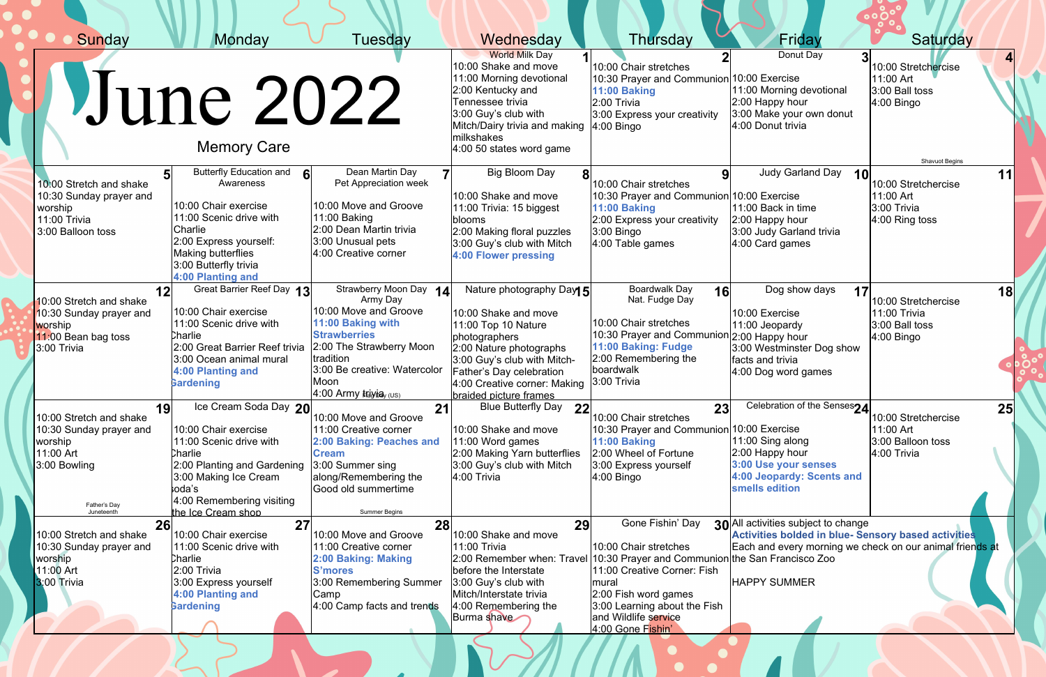# June 2022

Memory Care

| Sunday | Monday | Tuesday | Wednesday | Thursday | Friday | Saturday |
|---|---|---|---|---|---|---|
| | | | **1** World Milk Day<br>10:00 Shake and move<br>11:00 Morning devotional<br>2:00 Kentucky and Tennessee trivia<br>3:00 Guy's club with Mitch/Dairy trivia and making milkshakes<br>4:00 50 states word game | **2**<br>10:00 Chair stretches<br>10:30 Prayer and Communion<br>**11:00 Baking**<br>2:00 Trivia<br>3:00 Express your creativity<br>4:00 Bingo | **3** Donut Day<br>10:00 Exercise<br>11:00 Morning devotional<br>2:00 Happy hour<br>3:00 Make your own donut<br>4:00 Donut trivia | **4**<br>10:00 Stretchercise<br>11:00 Art<br>3:00 Ball toss<br>4:00 Bingo<br>Shavuot Begins |
| **5**<br>10:00 Stretch and shake<br>10:30 Sunday prayer and worship<br>11:00 Trivia<br>3:00 Balloon toss | **6** Butterfly Education and Awareness<br>10:00 Chair exercise<br>11:00 Scenic drive with Charlie<br>2:00 Express yourself: Making butterflies<br>3:00 Butterfly trivia<br>**4:00 Planting and** | **7** Dean Martin Day<br>Pet Appreciation week<br>10:00 Move and Groove<br>11:00 Baking<br>2:00 Dean Martin trivia<br>3:00 Unusual pets<br>4:00 Creative corner | **8** Big Bloom Day<br>10:00 Shake and move<br>11:00 Trivia: 15 biggest blooms<br>2:00 Making floral puzzles<br>3:00 Guy's club with Mitch<br>**4:00 Flower pressing** | **9**<br>10:00 Chair stretches<br>10:30 Prayer and Communion<br>**11:00 Baking**<br>2:00 Express your creativity<br>3:00 Bingo<br>4:00 Table games | **10** Judy Garland Day<br>10:00 Exercise<br>11:00 Back in time<br>2:00 Happy hour<br>3:00 Judy Garland trivia<br>4:00 Card games | **11**<br>10:00 Stretchercise<br>11:00 Art<br>3:00 Trivia<br>4:00 Ring toss |
| **12**<br>10:00 Stretch and shake<br>10:30 Sunday prayer and worship<br>11:00 Bean bag toss<br>3:00 Trivia | **13** Great Barrier Reef Day<br>10:00 Chair exercise<br>11:00 Scenic drive with Charlie<br>2:00 Great Barrier Reef trivia<br>3:00 Ocean animal mural<br>**4:00 Planting and Gardening** | **14** Strawberry Moon Day<br>Army Day<br>10:00 Move and Groove<br>**11:00 Baking with Strawberries**<br>2:00 The Strawberry Moon tradition<br>3:00 Be creative: Watercolor Moon<br>4:00 Army trivia<br>Flag Day (US) | **15** Nature photography Day<br>10:00 Shake and move<br>11:00 Top 10 Nature photographers<br>2:00 Nature photographs<br>3:00 Guy's club with Mitch-Father's Day celebration<br>4:00 Creative corner: Making braided picture frames | **16** Boardwalk Day<br>Nat. Fudge Day<br>10:00 Chair stretches<br>10:30 Prayer and Communion<br>**11:00 Baking: Fudge**<br>2:00 Remembering the boardwalk<br>3:00 Trivia | **17** Dog show days<br>10:00 Exercise<br>11:00 Jeopardy<br>2:00 Happy hour<br>3:00 Westminster Dog show facts and trivia<br>4:00 Dog word games | **18**<br>10:00 Stretchercise<br>11:00 Trivia<br>3:00 Ball toss<br>4:00 Bingo |
| **19**<br>10:00 Stretch and shake<br>10:30 Sunday prayer and worship<br>11:00 Art<br>3:00 Bowling<br>Father's Day<br>Juneteenth | **20** Ice Cream Soda Day<br>10:00 Chair exercise<br>11:00 Scenic drive with Charlie<br>2:00 Planting and Gardening<br>3:00 Making Ice Cream soda's<br>4:00 Remembering visiting the Ice Cream shop | **21**<br>10:00 Move and Groove<br>11:00 Creative corner<br>**2:00 Baking: Peaches and Cream**<br>3:00 Summer sing along/Remembering the Good old summertime<br>Summer Begins | **22** Blue Butterfly Day<br>10:00 Shake and move<br>11:00 Word games<br>2:00 Making Yarn butterflies<br>3:00 Guy's club with Mitch<br>4:00 Trivia | **23**<br>10:00 Chair stretches<br>10:30 Prayer and Communion<br>**11:00 Baking**<br>2:00 Wheel of Fortune<br>3:00 Express yourself<br>4:00 Bingo | **24** Celebration of the Senses<br>10:00 Exercise<br>11:00 Sing along<br>2:00 Happy hour<br>**3:00 Use your senses**<br>**4:00 Jeopardy: Scents and smells edition** | **25**<br>10:00 Stretchercise<br>11:00 Art<br>3:00 Balloon toss<br>4:00 Trivia |
| **26**<br>10:00 Stretch and shake<br>10:30 Sunday prayer and worship<br>11:00 Art<br>3:00 Trivia | **27**<br>10:00 Chair exercise<br>11:00 Scenic drive with Charlie<br>2:00 Trivia<br>3:00 Express yourself<br>**4:00 Planting and Gardening** | **28**<br>10:00 Move and Groove<br>11:00 Creative corner<br>**2:00 Baking: Making S'mores**<br>3:00 Remembering Summer Camp<br>4:00 Camp facts and trends | **29**<br>10:00 Shake and move<br>11:00 Trivia<br>2:00 Remember when: Travel before the Interstate<br>3:00 Guy's club with Mitch/Interstate trivia<br>4:00 Remembering the Burma shave | **30** Gone Fishin' Day<br>10:00 Chair stretches<br>10:30 Prayer and Communion<br>11:00 Creative Corner: Fish mural<br>2:00 Fish word games<br>3:00 Learning about the Fish and Wildlife service<br>4:00 Gone Fishin' | All activities subject to change<br>**Activities bolded in blue- Sensory based activities**<br>Each and every morning we check on our animal friends at the San Francisco Zoo<br>HAPPY SUMMER | |